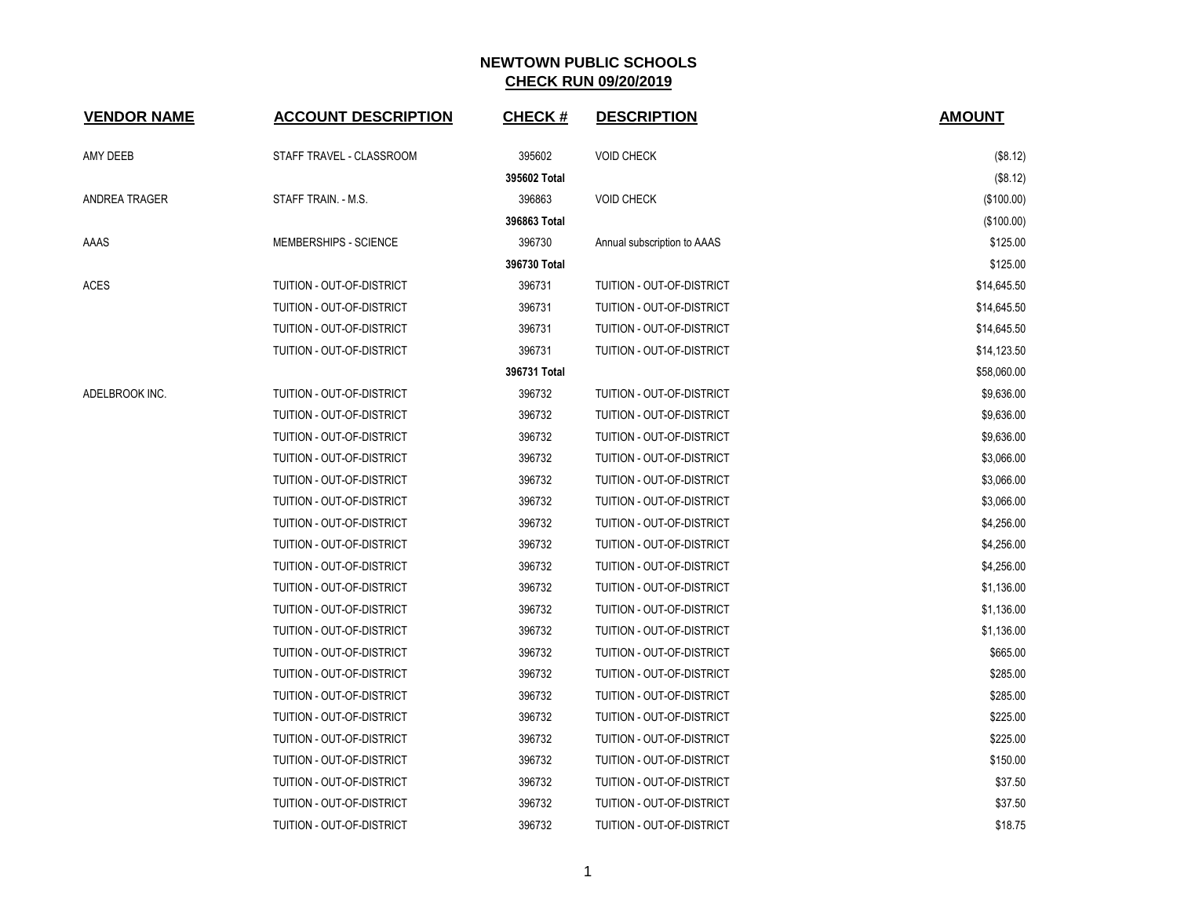# NEWTOWN PUBLIC SCHOOLS

## CHECK RUN 09/20/2019

| VENDOR NAME | ACCOUNT DESCRIPTION | CHECK # | DESCRIPTION | AMOUNT |
|---|---|---|---|---|
| AMY DEEB | STAFF TRAVEL - CLASSROOM | 395602 | VOID CHECK | ($8.12) |
| | | **395602 Total** | | ($8.12) |
| ANDREA TRAGER | STAFF TRAIN. - M.S. | 396863 | VOID CHECK | ($100.00) |
| | | **396863 Total** | | ($100.00) |
| AAAS | MEMBERSHIPS - SCIENCE | 396730 | Annual subscription to AAAS | $125.00 |
| | | **396730 Total** | | $125.00 |
| ACES | TUITION - OUT-OF-DISTRICT | 396731 | TUITION - OUT-OF-DISTRICT | $14,645.50 |
| | TUITION - OUT-OF-DISTRICT | 396731 | TUITION - OUT-OF-DISTRICT | $14,645.50 |
| | TUITION - OUT-OF-DISTRICT | 396731 | TUITION - OUT-OF-DISTRICT | $14,645.50 |
| | TUITION - OUT-OF-DISTRICT | 396731 | TUITION - OUT-OF-DISTRICT | $14,123.50 |
| | | **396731 Total** | | $58,060.00 |
| ADELBROOK INC. | TUITION - OUT-OF-DISTRICT | 396732 | TUITION - OUT-OF-DISTRICT | $9,636.00 |
| | TUITION - OUT-OF-DISTRICT | 396732 | TUITION - OUT-OF-DISTRICT | $9,636.00 |
| | TUITION - OUT-OF-DISTRICT | 396732 | TUITION - OUT-OF-DISTRICT | $9,636.00 |
| | TUITION - OUT-OF-DISTRICT | 396732 | TUITION - OUT-OF-DISTRICT | $3,066.00 |
| | TUITION - OUT-OF-DISTRICT | 396732 | TUITION - OUT-OF-DISTRICT | $3,066.00 |
| | TUITION - OUT-OF-DISTRICT | 396732 | TUITION - OUT-OF-DISTRICT | $3,066.00 |
| | TUITION - OUT-OF-DISTRICT | 396732 | TUITION - OUT-OF-DISTRICT | $4,256.00 |
| | TUITION - OUT-OF-DISTRICT | 396732 | TUITION - OUT-OF-DISTRICT | $4,256.00 |
| | TUITION - OUT-OF-DISTRICT | 396732 | TUITION - OUT-OF-DISTRICT | $4,256.00 |
| | TUITION - OUT-OF-DISTRICT | 396732 | TUITION - OUT-OF-DISTRICT | $1,136.00 |
| | TUITION - OUT-OF-DISTRICT | 396732 | TUITION - OUT-OF-DISTRICT | $1,136.00 |
| | TUITION - OUT-OF-DISTRICT | 396732 | TUITION - OUT-OF-DISTRICT | $1,136.00 |
| | TUITION - OUT-OF-DISTRICT | 396732 | TUITION - OUT-OF-DISTRICT | $665.00 |
| | TUITION - OUT-OF-DISTRICT | 396732 | TUITION - OUT-OF-DISTRICT | $285.00 |
| | TUITION - OUT-OF-DISTRICT | 396732 | TUITION - OUT-OF-DISTRICT | $285.00 |
| | TUITION - OUT-OF-DISTRICT | 396732 | TUITION - OUT-OF-DISTRICT | $225.00 |
| | TUITION - OUT-OF-DISTRICT | 396732 | TUITION - OUT-OF-DISTRICT | $225.00 |
| | TUITION - OUT-OF-DISTRICT | 396732 | TUITION - OUT-OF-DISTRICT | $150.00 |
| | TUITION - OUT-OF-DISTRICT | 396732 | TUITION - OUT-OF-DISTRICT | $37.50 |
| | TUITION - OUT-OF-DISTRICT | 396732 | TUITION - OUT-OF-DISTRICT | $37.50 |
| | TUITION - OUT-OF-DISTRICT | 396732 | TUITION - OUT-OF-DISTRICT | $18.75 |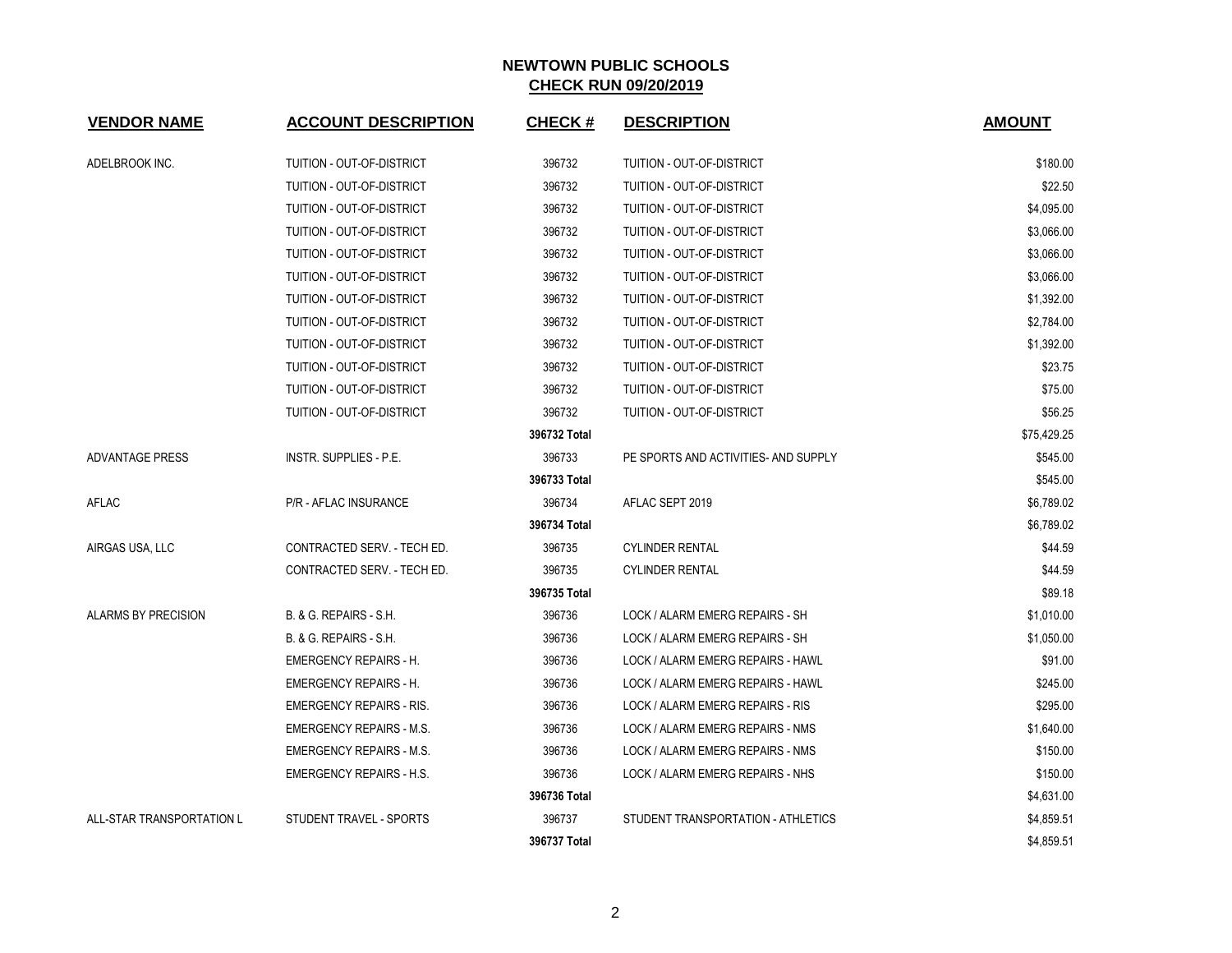# NEWTOWN PUBLIC SCHOOLS

## CHECK RUN 09/20/2019

| VENDOR NAME | ACCOUNT DESCRIPTION | CHECK # | DESCRIPTION | AMOUNT |
|---|---|---|---|---|
| ADELBROOK INC. | TUITION - OUT-OF-DISTRICT | 396732 | TUITION - OUT-OF-DISTRICT | $180.00 |
| | TUITION - OUT-OF-DISTRICT | 396732 | TUITION - OUT-OF-DISTRICT | $22.50 |
| | TUITION - OUT-OF-DISTRICT | 396732 | TUITION - OUT-OF-DISTRICT | $4,095.00 |
| | TUITION - OUT-OF-DISTRICT | 396732 | TUITION - OUT-OF-DISTRICT | $3,066.00 |
| | TUITION - OUT-OF-DISTRICT | 396732 | TUITION - OUT-OF-DISTRICT | $3,066.00 |
| | TUITION - OUT-OF-DISTRICT | 396732 | TUITION - OUT-OF-DISTRICT | $3,066.00 |
| | TUITION - OUT-OF-DISTRICT | 396732 | TUITION - OUT-OF-DISTRICT | $1,392.00 |
| | TUITION - OUT-OF-DISTRICT | 396732 | TUITION - OUT-OF-DISTRICT | $2,784.00 |
| | TUITION - OUT-OF-DISTRICT | 396732 | TUITION - OUT-OF-DISTRICT | $1,392.00 |
| | TUITION - OUT-OF-DISTRICT | 396732 | TUITION - OUT-OF-DISTRICT | $23.75 |
| | TUITION - OUT-OF-DISTRICT | 396732 | TUITION - OUT-OF-DISTRICT | $75.00 |
| | TUITION - OUT-OF-DISTRICT | 396732 | TUITION - OUT-OF-DISTRICT | $56.25 |
| | | **396732 Total** | | $75,429.25 |
| ADVANTAGE PRESS | INSTR. SUPPLIES - P.E. | 396733 | PE SPORTS AND ACTIVITIES- AND SUPPLY | $545.00 |
| | | **396733 Total** | | $545.00 |
| AFLAC | P/R - AFLAC INSURANCE | 396734 | AFLAC SEPT 2019 | $6,789.02 |
| | | **396734 Total** | | $6,789.02 |
| AIRGAS USA, LLC | CONTRACTED SERV. - TECH ED. | 396735 | CYLINDER RENTAL | $44.59 |
| | CONTRACTED SERV. - TECH ED. | 396735 | CYLINDER RENTAL | $44.59 |
| | | **396735 Total** | | $89.18 |
| ALARMS BY PRECISION | B. & G. REPAIRS - S.H. | 396736 | LOCK / ALARM EMERG REPAIRS - SH | $1,010.00 |
| | B. & G. REPAIRS - S.H. | 396736 | LOCK / ALARM EMERG REPAIRS - SH | $1,050.00 |
| | EMERGENCY REPAIRS - H. | 396736 | LOCK / ALARM EMERG REPAIRS - HAWL | $91.00 |
| | EMERGENCY REPAIRS - H. | 396736 | LOCK / ALARM EMERG REPAIRS - HAWL | $245.00 |
| | EMERGENCY REPAIRS - RIS. | 396736 | LOCK / ALARM EMERG REPAIRS - RIS | $295.00 |
| | EMERGENCY REPAIRS - M.S. | 396736 | LOCK / ALARM EMERG REPAIRS - NMS | $1,640.00 |
| | EMERGENCY REPAIRS - M.S. | 396736 | LOCK / ALARM EMERG REPAIRS - NMS | $150.00 |
| | EMERGENCY REPAIRS - H.S. | 396736 | LOCK / ALARM EMERG REPAIRS - NHS | $150.00 |
| | | **396736 Total** | | $4,631.00 |
| ALL-STAR TRANSPORTATION L | STUDENT TRAVEL - SPORTS | 396737 | STUDENT TRANSPORTATION - ATHLETICS | $4,859.51 |
| | | **396737 Total** | | $4,859.51 |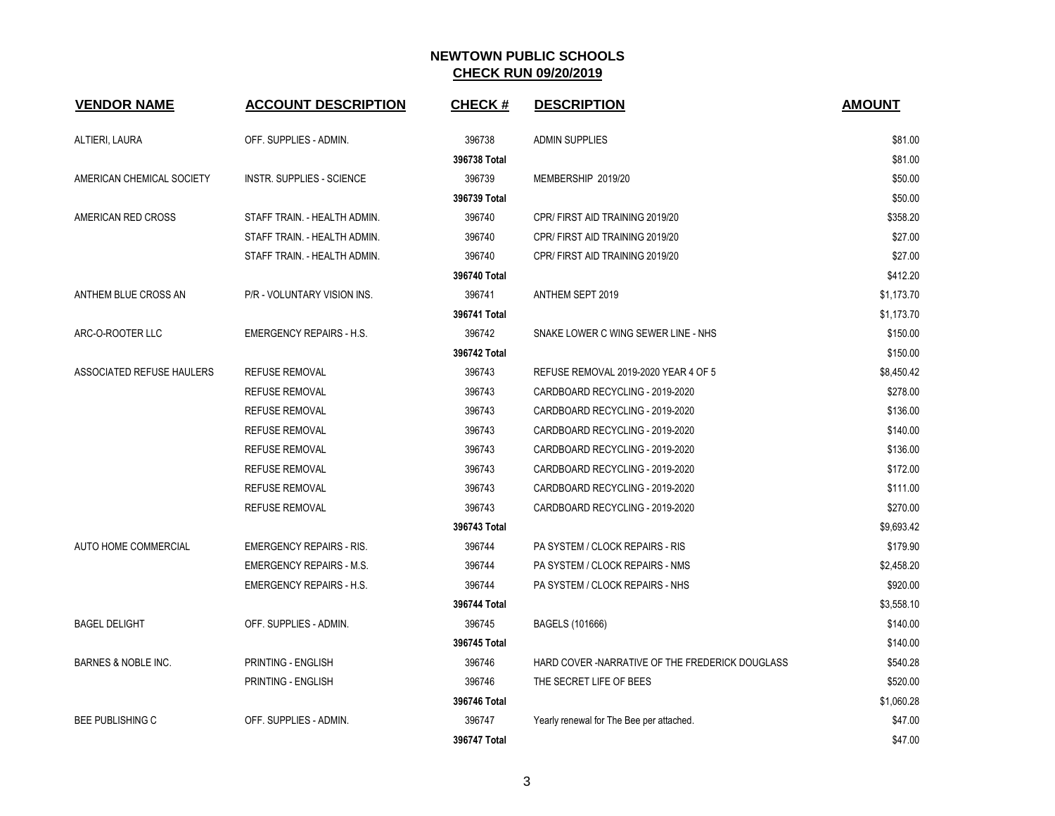# NEWTOWN PUBLIC SCHOOLS
## CHECK RUN 09/20/2019

| VENDOR NAME | ACCOUNT DESCRIPTION | CHECK # | DESCRIPTION | AMOUNT |
|---|---|---|---|---|
| ALTIERI, LAURA | OFF. SUPPLIES - ADMIN. | 396738 | ADMIN SUPPLIES | $81.00 |
| | | **396738 Total** | | $81.00 |
| AMERICAN CHEMICAL SOCIETY | INSTR. SUPPLIES - SCIENCE | 396739 | MEMBERSHIP 2019/20 | $50.00 |
| | | **396739 Total** | | $50.00 |
| AMERICAN RED CROSS | STAFF TRAIN. - HEALTH ADMIN. | 396740 | CPR/ FIRST AID TRAINING 2019/20 | $358.20 |
| | STAFF TRAIN. - HEALTH ADMIN. | 396740 | CPR/ FIRST AID TRAINING 2019/20 | $27.00 |
| | STAFF TRAIN. - HEALTH ADMIN. | 396740 | CPR/ FIRST AID TRAINING 2019/20 | $27.00 |
| | | **396740 Total** | | $412.20 |
| ANTHEM BLUE CROSS AN | P/R - VOLUNTARY VISION INS. | 396741 | ANTHEM SEPT 2019 | $1,173.70 |
| | | **396741 Total** | | $1,173.70 |
| ARC-O-ROOTER LLC | EMERGENCY REPAIRS - H.S. | 396742 | SNAKE LOWER C WING SEWER LINE - NHS | $150.00 |
| | | **396742 Total** | | $150.00 |
| ASSOCIATED REFUSE HAULERS | REFUSE REMOVAL | 396743 | REFUSE REMOVAL 2019-2020 YEAR 4 OF 5 | $8,450.42 |
| | REFUSE REMOVAL | 396743 | CARDBOARD RECYCLING - 2019-2020 | $278.00 |
| | REFUSE REMOVAL | 396743 | CARDBOARD RECYCLING - 2019-2020 | $136.00 |
| | REFUSE REMOVAL | 396743 | CARDBOARD RECYCLING - 2019-2020 | $140.00 |
| | REFUSE REMOVAL | 396743 | CARDBOARD RECYCLING - 2019-2020 | $136.00 |
| | REFUSE REMOVAL | 396743 | CARDBOARD RECYCLING - 2019-2020 | $172.00 |
| | REFUSE REMOVAL | 396743 | CARDBOARD RECYCLING - 2019-2020 | $111.00 |
| | REFUSE REMOVAL | 396743 | CARDBOARD RECYCLING - 2019-2020 | $270.00 |
| | | **396743 Total** | | $9,693.42 |
| AUTO HOME COMMERCIAL | EMERGENCY REPAIRS - RIS. | 396744 | PA SYSTEM / CLOCK REPAIRS - RIS | $179.90 |
| | EMERGENCY REPAIRS - M.S. | 396744 | PA SYSTEM / CLOCK REPAIRS - NMS | $2,458.20 |
| | EMERGENCY REPAIRS - H.S. | 396744 | PA SYSTEM / CLOCK REPAIRS - NHS | $920.00 |
| | | **396744 Total** | | $3,558.10 |
| BAGEL DELIGHT | OFF. SUPPLIES - ADMIN. | 396745 | BAGELS (101666) | $140.00 |
| | | **396745 Total** | | $140.00 |
| BARNES & NOBLE INC. | PRINTING - ENGLISH | 396746 | HARD COVER -NARRATIVE OF THE FREDERICK DOUGLASS | $540.28 |
| | PRINTING - ENGLISH | 396746 | THE SECRET LIFE OF BEES | $520.00 |
| | | **396746 Total** | | $1,060.28 |
| BEE PUBLISHING C | OFF. SUPPLIES - ADMIN. | 396747 | Yearly renewal for The Bee per attached. | $47.00 |
| | | **396747 Total** | | $47.00 |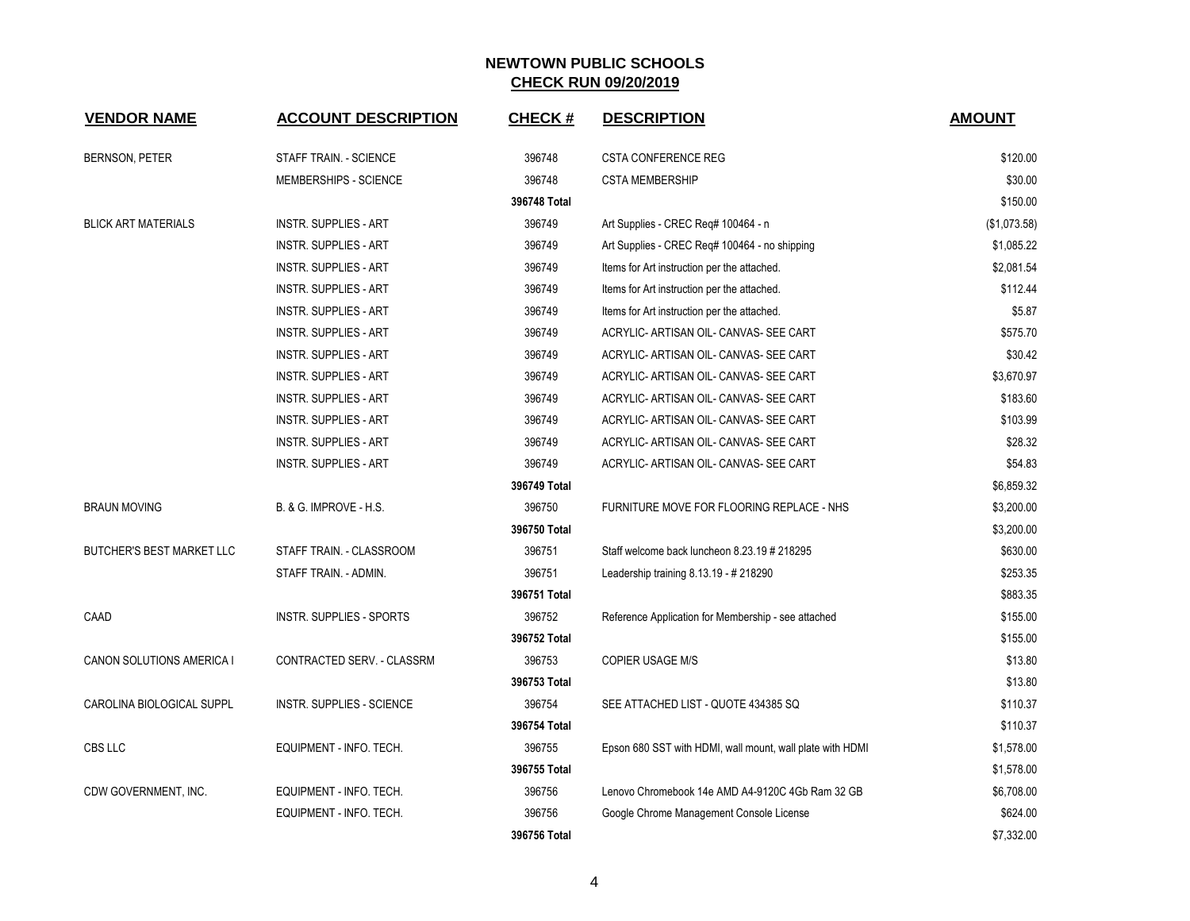# NEWTOWN PUBLIC SCHOOLS

## CHECK RUN 09/20/2019

| VENDOR NAME | ACCOUNT DESCRIPTION | CHECK # | DESCRIPTION | AMOUNT |
|---|---|---|---|---|
| BERNSON, PETER | STAFF TRAIN. - SCIENCE | 396748 | CSTA CONFERENCE REG | $120.00 |
| | MEMBERSHIPS - SCIENCE | 396748 | CSTA MEMBERSHIP | $30.00 |
| | | 396748 Total | | $150.00 |
| BLICK ART MATERIALS | INSTR. SUPPLIES - ART | 396749 | Art Supplies - CREC Req# 100464 - n | ($1,073.58) |
| | INSTR. SUPPLIES - ART | 396749 | Art Supplies - CREC Req# 100464 - no shipping | $1,085.22 |
| | INSTR. SUPPLIES - ART | 396749 | Items for Art instruction per the attached. | $2,081.54 |
| | INSTR. SUPPLIES - ART | 396749 | Items for Art instruction per the attached. | $112.44 |
| | INSTR. SUPPLIES - ART | 396749 | Items for Art instruction per the attached. | $5.87 |
| | INSTR. SUPPLIES - ART | 396749 | ACRYLIC- ARTISAN OIL- CANVAS- SEE CART | $575.70 |
| | INSTR. SUPPLIES - ART | 396749 | ACRYLIC- ARTISAN OIL- CANVAS- SEE CART | $30.42 |
| | INSTR. SUPPLIES - ART | 396749 | ACRYLIC- ARTISAN OIL- CANVAS- SEE CART | $3,670.97 |
| | INSTR. SUPPLIES - ART | 396749 | ACRYLIC- ARTISAN OIL- CANVAS- SEE CART | $183.60 |
| | INSTR. SUPPLIES - ART | 396749 | ACRYLIC- ARTISAN OIL- CANVAS- SEE CART | $103.99 |
| | INSTR. SUPPLIES - ART | 396749 | ACRYLIC- ARTISAN OIL- CANVAS- SEE CART | $28.32 |
| | INSTR. SUPPLIES - ART | 396749 | ACRYLIC- ARTISAN OIL- CANVAS- SEE CART | $54.83 |
| | | 396749 Total | | $6,859.32 |
| BRAUN MOVING | B. & G. IMPROVE - H.S. | 396750 | FURNITURE MOVE FOR FLOORING REPLACE - NHS | $3,200.00 |
| | | 396750 Total | | $3,200.00 |
| BUTCHER'S BEST MARKET LLC | STAFF TRAIN. - CLASSROOM | 396751 | Staff welcome back luncheon 8.23.19 # 218295 | $630.00 |
| | STAFF TRAIN. - ADMIN. | 396751 | Leadership training 8.13.19 - # 218290 | $253.35 |
| | | 396751 Total | | $883.35 |
| CAAD | INSTR. SUPPLIES - SPORTS | 396752 | Reference Application for Membership - see attached | $155.00 |
| | | 396752 Total | | $155.00 |
| CANON SOLUTIONS AMERICA I | CONTRACTED SERV. - CLASSRM | 396753 | COPIER USAGE M/S | $13.80 |
| | | 396753 Total | | $13.80 |
| CAROLINA BIOLOGICAL SUPPL | INSTR. SUPPLIES - SCIENCE | 396754 | SEE ATTACHED LIST - QUOTE 434385 SQ | $110.37 |
| | | 396754 Total | | $110.37 |
| CBS LLC | EQUIPMENT - INFO. TECH. | 396755 | Epson 680 SST with HDMI, wall mount, wall plate with HDMI | $1,578.00 |
| | | 396755 Total | | $1,578.00 |
| CDW GOVERNMENT, INC. | EQUIPMENT - INFO. TECH. | 396756 | Lenovo Chromebook 14e AMD A4-9120C 4Gb Ram 32 GB | $6,708.00 |
| | EQUIPMENT - INFO. TECH. | 396756 | Google Chrome Management Console License | $624.00 |
| | | 396756 Total | | $7,332.00 |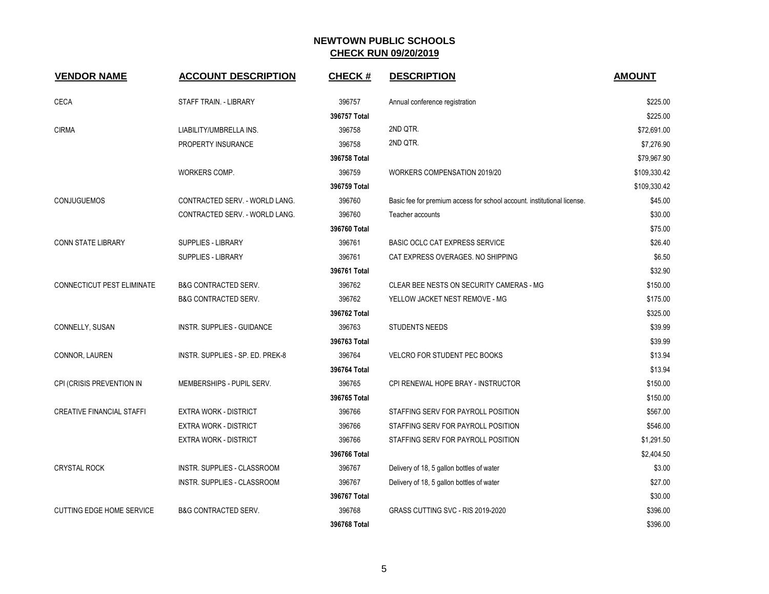# NEWTOWN PUBLIC SCHOOLS

## CHECK RUN 09/20/2019

| VENDOR NAME | ACCOUNT DESCRIPTION | CHECK # | DESCRIPTION | AMOUNT |
|---|---|---|---|---|
| CECA | STAFF TRAIN. - LIBRARY | 396757 | Annual conference registration | $225.00 |
| | | 396757 Total | | $225.00 |
| CIRMA | LIABILITY/UMBRELLA INS. | 396758 | 2ND QTR. | $72,691.00 |
| | PROPERTY INSURANCE | 396758 | 2ND QTR. | $7,276.90 |
| | | 396758 Total | | $79,967.90 |
| | WORKERS COMP. | 396759 | WORKERS COMPENSATION 2019/20 | $109,330.42 |
| | | 396759 Total | | $109,330.42 |
| CONJUGUEMOS | CONTRACTED SERV. - WORLD LANG. | 396760 | Basic fee for premium access for school account. institutional license. | $45.00 |
| | CONTRACTED SERV. - WORLD LANG. | 396760 | Teacher accounts | $30.00 |
| | | 396760 Total | | $75.00 |
| CONN STATE LIBRARY | SUPPLIES - LIBRARY | 396761 | BASIC OCLC CAT EXPRESS SERVICE | $26.40 |
| | SUPPLIES - LIBRARY | 396761 | CAT EXPRESS OVERAGES. NO SHIPPING | $6.50 |
| | | 396761 Total | | $32.90 |
| CONNECTICUT PEST ELIMINATE | B&G CONTRACTED SERV. | 396762 | CLEAR BEE NESTS ON SECURITY CAMERAS - MG | $150.00 |
| | B&G CONTRACTED SERV. | 396762 | YELLOW JACKET NEST REMOVE - MG | $175.00 |
| | | 396762 Total | | $325.00 |
| CONNELLY, SUSAN | INSTR. SUPPLIES - GUIDANCE | 396763 | STUDENTS NEEDS | $39.99 |
| | | 396763 Total | | $39.99 |
| CONNOR, LAUREN | INSTR. SUPPLIES - SP. ED. PREK-8 | 396764 | VELCRO FOR STUDENT PEC BOOKS | $13.94 |
| | | 396764 Total | | $13.94 |
| CPI (CRISIS PREVENTION IN | MEMBERSHIPS - PUPIL SERV. | 396765 | CPI RENEWAL HOPE BRAY - INSTRUCTOR | $150.00 |
| | | 396765 Total | | $150.00 |
| CREATIVE FINANCIAL STAFFI | EXTRA WORK - DISTRICT | 396766 | STAFFING SERV FOR PAYROLL POSITION | $567.00 |
| | EXTRA WORK - DISTRICT | 396766 | STAFFING SERV FOR PAYROLL POSITION | $546.00 |
| | EXTRA WORK - DISTRICT | 396766 | STAFFING SERV FOR PAYROLL POSITION | $1,291.50 |
| | | 396766 Total | | $2,404.50 |
| CRYSTAL ROCK | INSTR. SUPPLIES - CLASSROOM | 396767 | Delivery of 18, 5 gallon bottles of water | $3.00 |
| | INSTR. SUPPLIES - CLASSROOM | 396767 | Delivery of 18, 5 gallon bottles of water | $27.00 |
| | | 396767 Total | | $30.00 |
| CUTTING EDGE HOME SERVICE | B&G CONTRACTED SERV. | 396768 | GRASS CUTTING SVC - RIS 2019-2020 | $396.00 |
| | | 396768 Total | | $396.00 |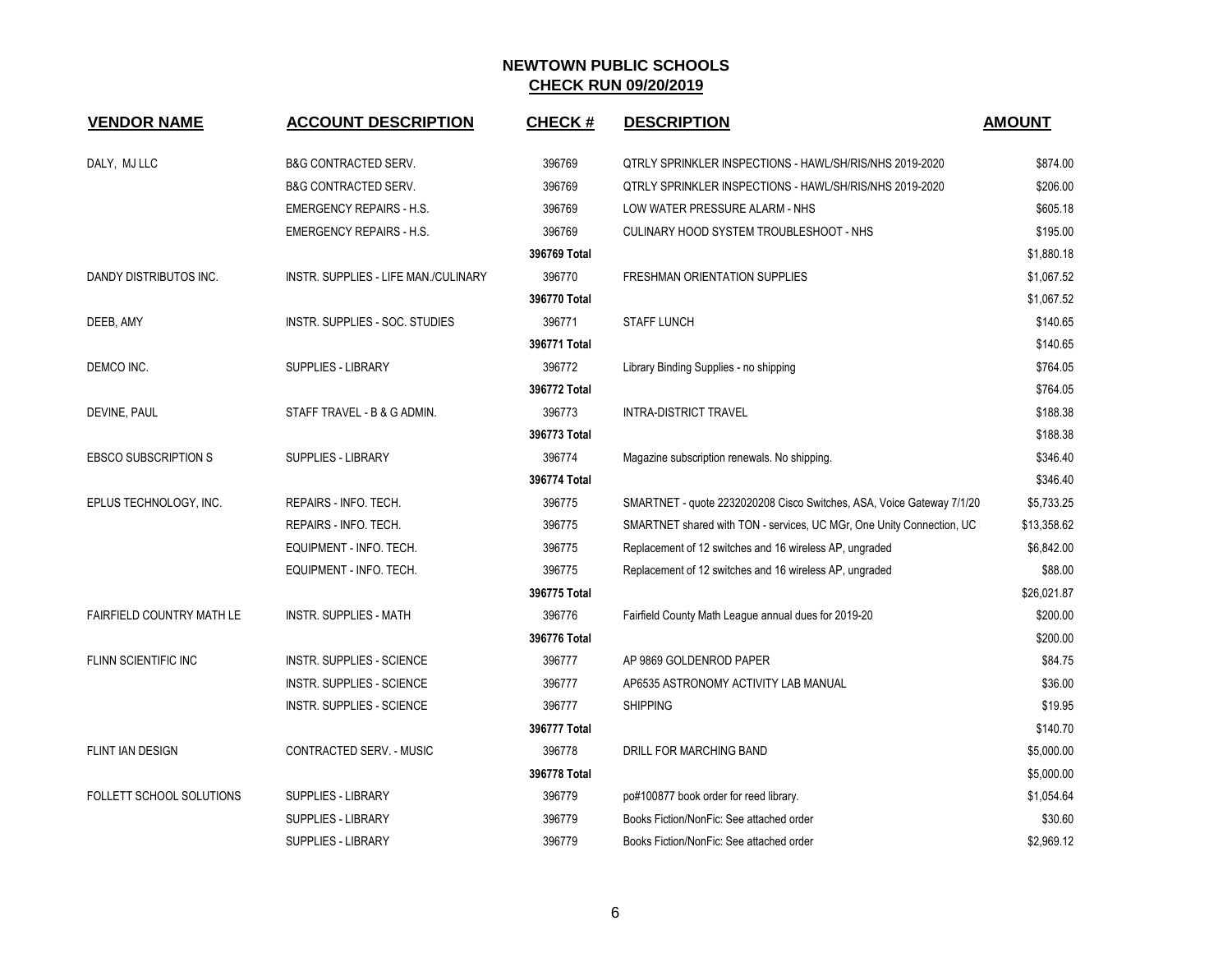# NEWTOWN PUBLIC SCHOOLS

## CHECK RUN 09/20/2019

| VENDOR NAME | ACCOUNT DESCRIPTION | CHECK # | DESCRIPTION | AMOUNT |
|---|---|---|---|---|
| DALY, MJ LLC | B&G CONTRACTED SERV. | 396769 | QTRLY SPRINKLER INSPECTIONS - HAWL/SH/RIS/NHS 2019-2020 | $874.00 |
| | B&G CONTRACTED SERV. | 396769 | QTRLY SPRINKLER INSPECTIONS - HAWL/SH/RIS/NHS 2019-2020 | $206.00 |
| | EMERGENCY REPAIRS - H.S. | 396769 | LOW WATER PRESSURE ALARM - NHS | $605.18 |
| | EMERGENCY REPAIRS - H.S. | 396769 | CULINARY HOOD SYSTEM TROUBLESHOOT - NHS | $195.00 |
| | | **396769 Total** | | $1,880.18 |
| DANDY DISTRIBUTOS INC. | INSTR. SUPPLIES - LIFE MAN./CULINARY | 396770 | FRESHMAN ORIENTATION SUPPLIES | $1,067.52 |
| | | **396770 Total** | | $1,067.52 |
| DEEB, AMY | INSTR. SUPPLIES - SOC. STUDIES | 396771 | STAFF LUNCH | $140.65 |
| | | **396771 Total** | | $140.65 |
| DEMCO INC. | SUPPLIES - LIBRARY | 396772 | Library Binding Supplies - no shipping | $764.05 |
| | | **396772 Total** | | $764.05 |
| DEVINE, PAUL | STAFF TRAVEL - B & G ADMIN. | 396773 | INTRA-DISTRICT TRAVEL | $188.38 |
| | | **396773 Total** | | $188.38 |
| EBSCO SUBSCRIPTION S | SUPPLIES - LIBRARY | 396774 | Magazine subscription renewals. No shipping. | $346.40 |
| | | **396774 Total** | | $346.40 |
| EPLUS TECHNOLOGY, INC. | REPAIRS - INFO. TECH. | 396775 | SMARTNET - quote 2232020208 Cisco Switches, ASA, Voice Gateway 7/1/20 | $5,733.25 |
| | REPAIRS - INFO. TECH. | 396775 | SMARTNET shared with TON - services, UC MGr, One Unity Connection, UC | $13,358.62 |
| | EQUIPMENT - INFO. TECH. | 396775 | Replacement of 12 switches and 16 wireless AP, ungraded | $6,842.00 |
| | EQUIPMENT - INFO. TECH. | 396775 | Replacement of 12 switches and 16 wireless AP, ungraded | $88.00 |
| | | **396775 Total** | | $26,021.87 |
| FAIRFIELD COUNTRY MATH LE | INSTR. SUPPLIES - MATH | 396776 | Fairfield County Math League annual dues for 2019-20 | $200.00 |
| | | **396776 Total** | | $200.00 |
| FLINN SCIENTIFIC INC | INSTR. SUPPLIES - SCIENCE | 396777 | AP 9869 GOLDENROD PAPER | $84.75 |
| | INSTR. SUPPLIES - SCIENCE | 396777 | AP6535 ASTRONOMY ACTIVITY LAB MANUAL | $36.00 |
| | INSTR. SUPPLIES - SCIENCE | 396777 | SHIPPING | $19.95 |
| | | **396777 Total** | | $140.70 |
| FLINT IAN DESIGN | CONTRACTED SERV. - MUSIC | 396778 | DRILL FOR MARCHING BAND | $5,000.00 |
| | | **396778 Total** | | $5,000.00 |
| FOLLETT SCHOOL SOLUTIONS | SUPPLIES - LIBRARY | 396779 | po#100877 book order for reed library. | $1,054.64 |
| | SUPPLIES - LIBRARY | 396779 | Books Fiction/NonFic: See attached order | $30.60 |
| | SUPPLIES - LIBRARY | 396779 | Books Fiction/NonFic: See attached order | $2,969.12 |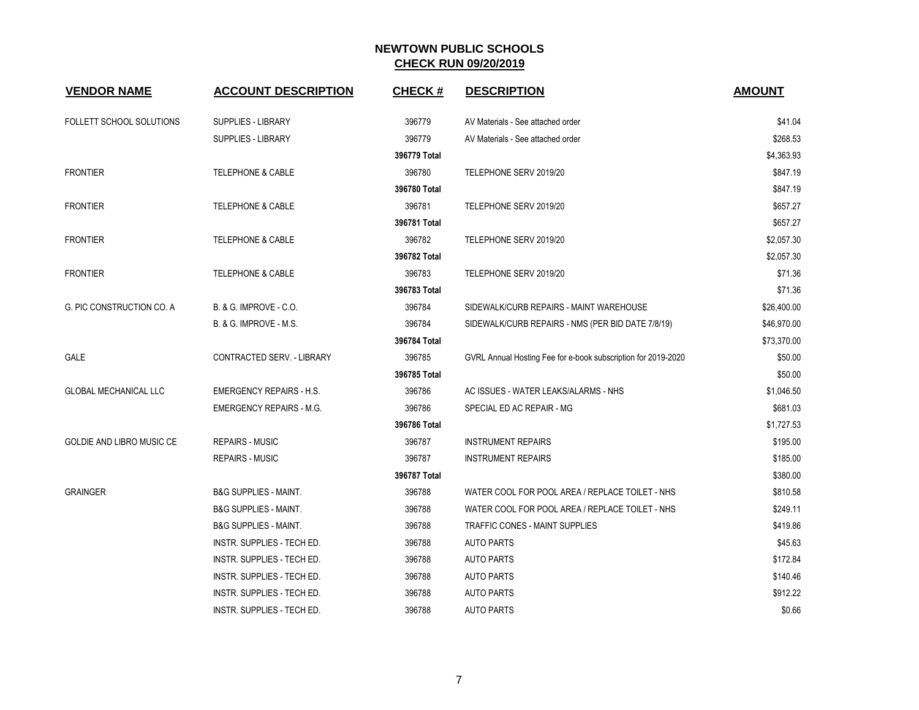# NEWTOWN PUBLIC SCHOOLS

## CHECK RUN 09/20/2019

| VENDOR NAME | ACCOUNT DESCRIPTION | CHECK # | DESCRIPTION | AMOUNT |
|---|---|---|---|---|
| FOLLETT SCHOOL SOLUTIONS | SUPPLIES - LIBRARY | 396779 | AV Materials - See attached order | $41.04 |
| | SUPPLIES - LIBRARY | 396779 | AV Materials - See attached order | $268.53 |
| | | **396779 Total** | | $4,363.93 |
| FRONTIER | TELEPHONE & CABLE | 396780 | TELEPHONE SERV 2019/20 | $847.19 |
| | | **396780 Total** | | $847.19 |
| FRONTIER | TELEPHONE & CABLE | 396781 | TELEPHONE SERV 2019/20 | $657.27 |
| | | **396781 Total** | | $657.27 |
| FRONTIER | TELEPHONE & CABLE | 396782 | TELEPHONE SERV 2019/20 | $2,057.30 |
| | | **396782 Total** | | $2,057.30 |
| FRONTIER | TELEPHONE & CABLE | 396783 | TELEPHONE SERV 2019/20 | $71.36 |
| | | **396783 Total** | | $71.36 |
| G. PIC CONSTRUCTION CO. A | B. & G. IMPROVE - C.O. | 396784 | SIDEWALK/CURB REPAIRS - MAINT WAREHOUSE | $26,400.00 |
| | B. & G. IMPROVE - M.S. | 396784 | SIDEWALK/CURB REPAIRS - NMS (PER BID DATE 7/8/19) | $46,970.00 |
| | | **396784 Total** | | $73,370.00 |
| GALE | CONTRACTED SERV. - LIBRARY | 396785 | GVRL Annual Hosting Fee for e-book subscription for 2019-2020 | $50.00 |
| | | **396785 Total** | | $50.00 |
| GLOBAL MECHANICAL LLC | EMERGENCY REPAIRS - H.S. | 396786 | AC ISSUES - WATER LEAKS/ALARMS - NHS | $1,046.50 |
| | EMERGENCY REPAIRS - M.G. | 396786 | SPECIAL ED AC REPAIR - MG | $681.03 |
| | | **396786 Total** | | $1,727.53 |
| GOLDIE AND LIBRO MUSIC CE | REPAIRS - MUSIC | 396787 | INSTRUMENT REPAIRS | $195.00 |
| | REPAIRS - MUSIC | 396787 | INSTRUMENT REPAIRS | $185.00 |
| | | **396787 Total** | | $380.00 |
| GRAINGER | B&G SUPPLIES - MAINT. | 396788 | WATER COOL FOR POOL AREA / REPLACE TOILET - NHS | $810.58 |
| | B&G SUPPLIES - MAINT. | 396788 | WATER COOL FOR POOL AREA / REPLACE TOILET - NHS | $249.11 |
| | B&G SUPPLIES - MAINT. | 396788 | TRAFFIC CONES - MAINT SUPPLIES | $419.86 |
| | INSTR. SUPPLIES - TECH ED. | 396788 | AUTO PARTS | $45.63 |
| | INSTR. SUPPLIES - TECH ED. | 396788 | AUTO PARTS | $172.84 |
| | INSTR. SUPPLIES - TECH ED. | 396788 | AUTO PARTS | $140.46 |
| | INSTR. SUPPLIES - TECH ED. | 396788 | AUTO PARTS | $912.22 |
| | INSTR. SUPPLIES - TECH ED. | 396788 | AUTO PARTS | $0.66 |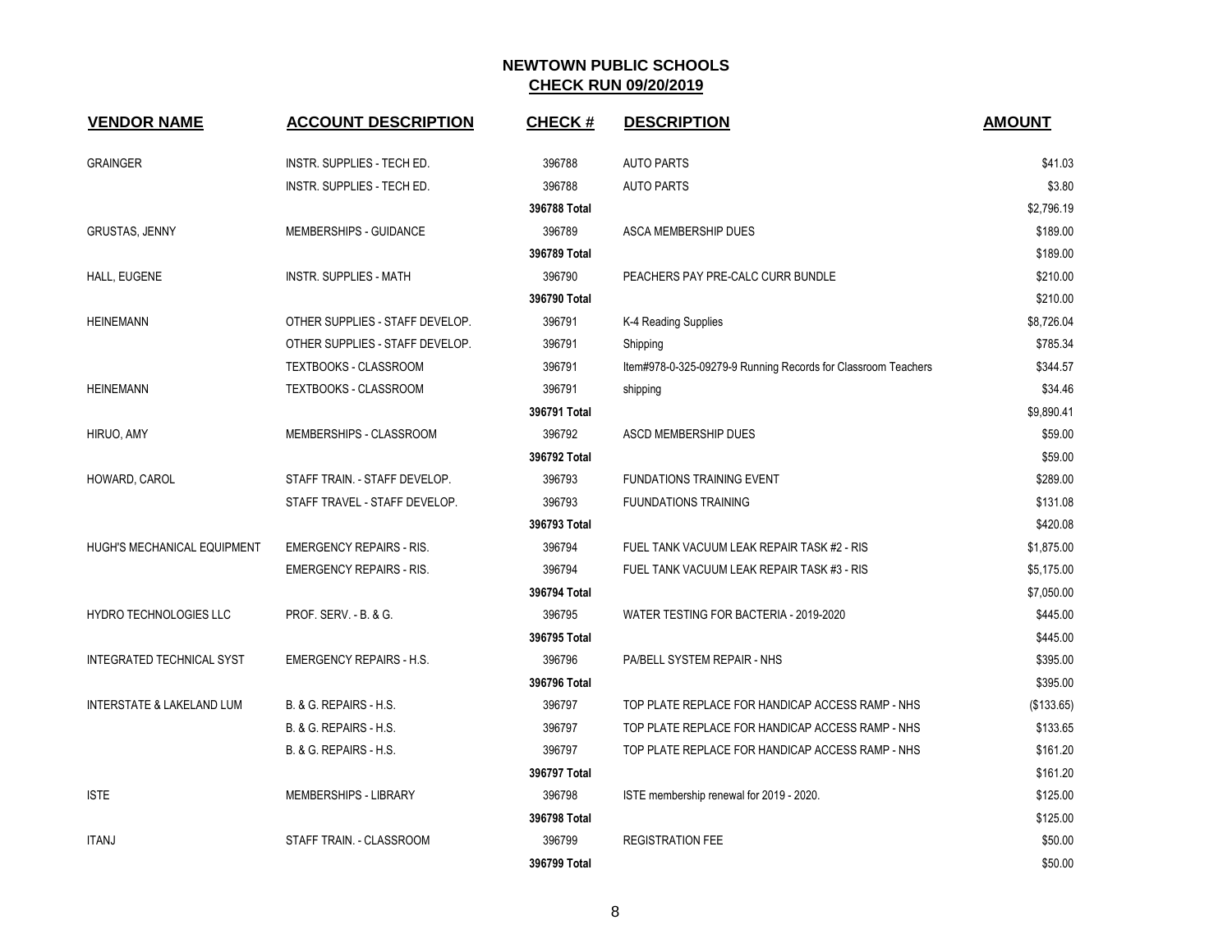# NEWTOWN PUBLIC SCHOOLS
## CHECK RUN 09/20/2019

| VENDOR NAME | ACCOUNT DESCRIPTION | CHECK # | DESCRIPTION | AMOUNT |
|---|---|---|---|---|
| GRAINGER | INSTR. SUPPLIES - TECH ED. | 396788 | AUTO PARTS | $41.03 |
| | INSTR. SUPPLIES - TECH ED. | 396788 | AUTO PARTS | $3.80 |
| | | 396788 Total | | $2,796.19 |
| GRUSTAS, JENNY | MEMBERSHIPS - GUIDANCE | 396789 | ASCA MEMBERSHIP DUES | $189.00 |
| | | 396789 Total | | $189.00 |
| HALL, EUGENE | INSTR. SUPPLIES - MATH | 396790 | PEACHERS PAY PRE-CALC CURR BUNDLE | $210.00 |
| | | 396790 Total | | $210.00 |
| HEINEMANN | OTHER SUPPLIES - STAFF DEVELOP. | 396791 | K-4 Reading Supplies | $8,726.04 |
| | OTHER SUPPLIES - STAFF DEVELOP. | 396791 | Shipping | $785.34 |
| | TEXTBOOKS - CLASSROOM | 396791 | Item#978-0-325-09279-9 Running Records for Classroom Teachers | $344.57 |
| HEINEMANN | TEXTBOOKS - CLASSROOM | 396791 | shipping | $34.46 |
| | | 396791 Total | | $9,890.41 |
| HIRUO, AMY | MEMBERSHIPS - CLASSROOM | 396792 | ASCD MEMBERSHIP DUES | $59.00 |
| | | 396792 Total | | $59.00 |
| HOWARD, CAROL | STAFF TRAIN. - STAFF DEVELOP. | 396793 | FUNDATIONS TRAINING EVENT | $289.00 |
| | STAFF TRAVEL - STAFF DEVELOP. | 396793 | FUUNDATIONS TRAINING | $131.08 |
| | | 396793 Total | | $420.08 |
| HUGH'S MECHANICAL EQUIPMENT | EMERGENCY REPAIRS - RIS. | 396794 | FUEL TANK VACUUM LEAK REPAIR TASK #2 - RIS | $1,875.00 |
| | EMERGENCY REPAIRS - RIS. | 396794 | FUEL TANK VACUUM LEAK REPAIR TASK #3 - RIS | $5,175.00 |
| | | 396794 Total | | $7,050.00 |
| HYDRO TECHNOLOGIES LLC | PROF. SERV. - B. & G. | 396795 | WATER TESTING FOR BACTERIA - 2019-2020 | $445.00 |
| | | 396795 Total | | $445.00 |
| INTEGRATED TECHNICAL SYST | EMERGENCY REPAIRS - H.S. | 396796 | PA/BELL SYSTEM REPAIR - NHS | $395.00 |
| | | 396796 Total | | $395.00 |
| INTERSTATE & LAKELAND LUM | B. & G. REPAIRS - H.S. | 396797 | TOP PLATE REPLACE FOR HANDICAP ACCESS RAMP - NHS | ($133.65) |
| | B. & G. REPAIRS - H.S. | 396797 | TOP PLATE REPLACE FOR HANDICAP ACCESS RAMP - NHS | $133.65 |
| | B. & G. REPAIRS - H.S. | 396797 | TOP PLATE REPLACE FOR HANDICAP ACCESS RAMP - NHS | $161.20 |
| | | 396797 Total | | $161.20 |
| ISTE | MEMBERSHIPS - LIBRARY | 396798 | ISTE membership renewal for 2019 - 2020. | $125.00 |
| | | 396798 Total | | $125.00 |
| ITANJ | STAFF TRAIN. - CLASSROOM | 396799 | REGISTRATION FEE | $50.00 |
| | | 396799 Total | | $50.00 |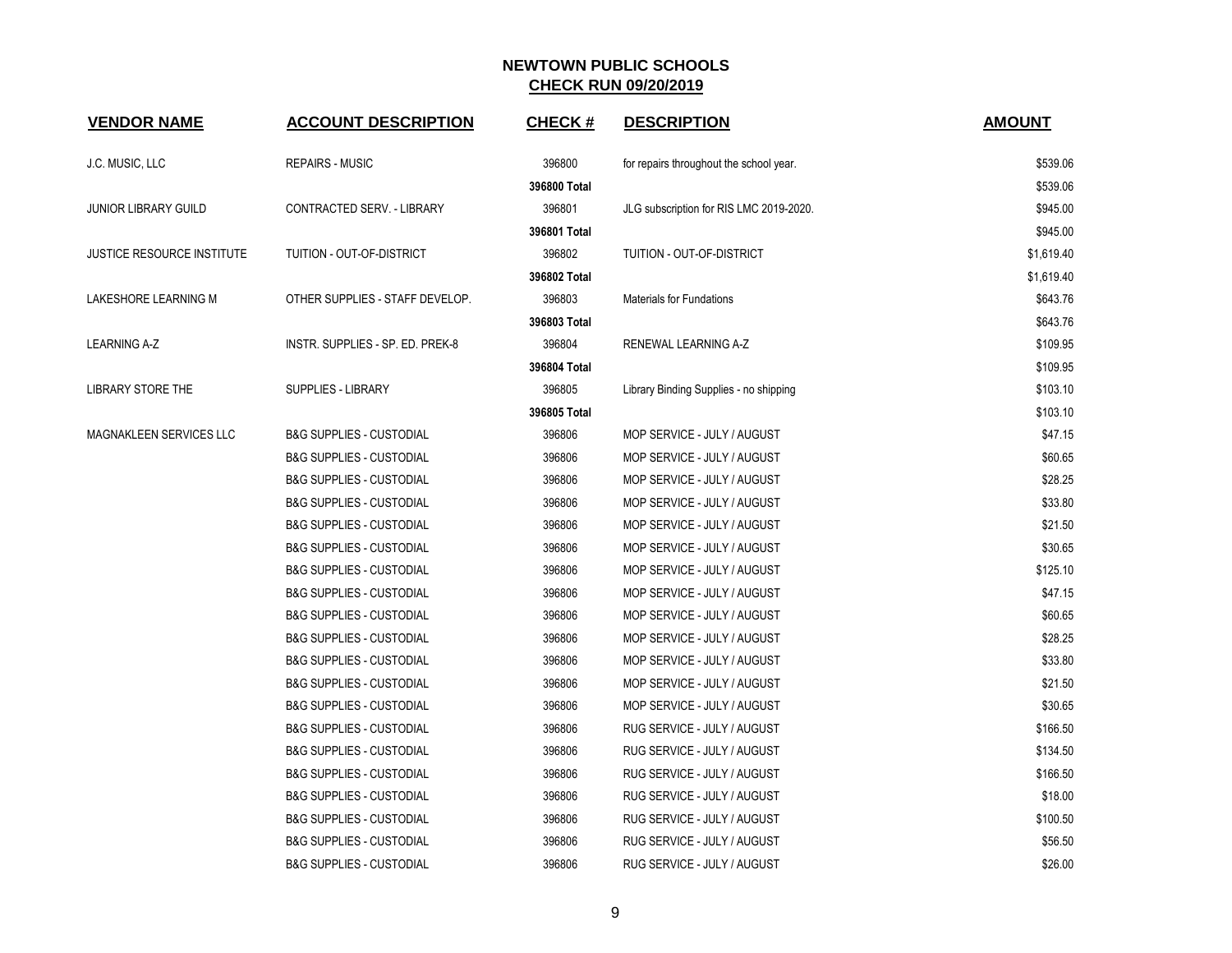# NEWTOWN PUBLIC SCHOOLS

## CHECK RUN 09/20/2019

| VENDOR NAME | ACCOUNT DESCRIPTION | CHECK # | DESCRIPTION | AMOUNT |
|---|---|---|---|---|
| J.C. MUSIC, LLC | REPAIRS - MUSIC | 396800 | for repairs throughout the school year. | $539.06 |
| | | **396800 Total** | | $539.06 |
| JUNIOR LIBRARY GUILD | CONTRACTED SERV. - LIBRARY | 396801 | JLG subscription for RIS LMC 2019-2020. | $945.00 |
| | | **396801 Total** | | $945.00 |
| JUSTICE RESOURCE INSTITUTE | TUITION - OUT-OF-DISTRICT | 396802 | TUITION - OUT-OF-DISTRICT | $1,619.40 |
| | | **396802 Total** | | $1,619.40 |
| LAKESHORE LEARNING M | OTHER SUPPLIES - STAFF DEVELOP. | 396803 | Materials for Fundations | $643.76 |
| | | **396803 Total** | | $643.76 |
| LEARNING A-Z | INSTR. SUPPLIES - SP. ED. PREK-8 | 396804 | RENEWAL LEARNING A-Z | $109.95 |
| | | **396804 Total** | | $109.95 |
| LIBRARY STORE THE | SUPPLIES - LIBRARY | 396805 | Library Binding Supplies - no shipping | $103.10 |
| | | **396805 Total** | | $103.10 |
| MAGNAKLEEN SERVICES LLC | B&G SUPPLIES - CUSTODIAL | 396806 | MOP SERVICE - JULY / AUGUST | $47.15 |
| | B&G SUPPLIES - CUSTODIAL | 396806 | MOP SERVICE - JULY / AUGUST | $60.65 |
| | B&G SUPPLIES - CUSTODIAL | 396806 | MOP SERVICE - JULY / AUGUST | $28.25 |
| | B&G SUPPLIES - CUSTODIAL | 396806 | MOP SERVICE - JULY / AUGUST | $33.80 |
| | B&G SUPPLIES - CUSTODIAL | 396806 | MOP SERVICE - JULY / AUGUST | $21.50 |
| | B&G SUPPLIES - CUSTODIAL | 396806 | MOP SERVICE - JULY / AUGUST | $30.65 |
| | B&G SUPPLIES - CUSTODIAL | 396806 | MOP SERVICE - JULY / AUGUST | $125.10 |
| | B&G SUPPLIES - CUSTODIAL | 396806 | MOP SERVICE - JULY / AUGUST | $47.15 |
| | B&G SUPPLIES - CUSTODIAL | 396806 | MOP SERVICE - JULY / AUGUST | $60.65 |
| | B&G SUPPLIES - CUSTODIAL | 396806 | MOP SERVICE - JULY / AUGUST | $28.25 |
| | B&G SUPPLIES - CUSTODIAL | 396806 | MOP SERVICE - JULY / AUGUST | $33.80 |
| | B&G SUPPLIES - CUSTODIAL | 396806 | MOP SERVICE - JULY / AUGUST | $21.50 |
| | B&G SUPPLIES - CUSTODIAL | 396806 | MOP SERVICE - JULY / AUGUST | $30.65 |
| | B&G SUPPLIES - CUSTODIAL | 396806 | RUG SERVICE - JULY / AUGUST | $166.50 |
| | B&G SUPPLIES - CUSTODIAL | 396806 | RUG SERVICE - JULY / AUGUST | $134.50 |
| | B&G SUPPLIES - CUSTODIAL | 396806 | RUG SERVICE - JULY / AUGUST | $166.50 |
| | B&G SUPPLIES - CUSTODIAL | 396806 | RUG SERVICE - JULY / AUGUST | $18.00 |
| | B&G SUPPLIES - CUSTODIAL | 396806 | RUG SERVICE - JULY / AUGUST | $100.50 |
| | B&G SUPPLIES - CUSTODIAL | 396806 | RUG SERVICE - JULY / AUGUST | $56.50 |
| | B&G SUPPLIES - CUSTODIAL | 396806 | RUG SERVICE - JULY / AUGUST | $26.00 |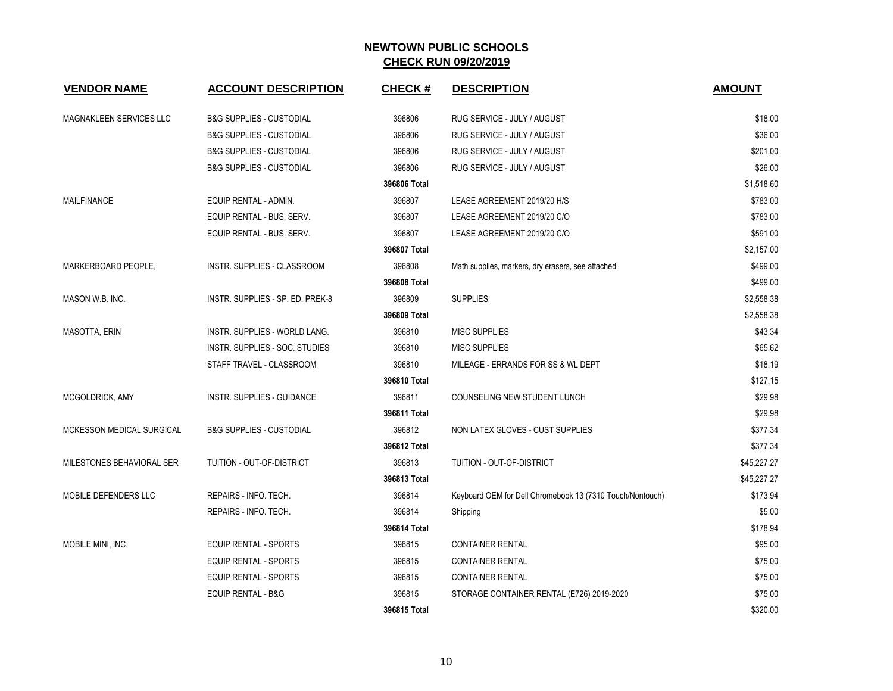**NEWTOWN PUBLIC SCHOOLS**
**CHECK RUN 09/20/2019**

| VENDOR NAME | ACCOUNT DESCRIPTION | CHECK # | DESCRIPTION | AMOUNT |
|---|---|---|---|---|
| MAGNAKLEEN SERVICES LLC | B&G SUPPLIES - CUSTODIAL | 396806 | RUG SERVICE - JULY / AUGUST | $18.00 |
| | B&G SUPPLIES - CUSTODIAL | 396806 | RUG SERVICE - JULY / AUGUST | $36.00 |
| | B&G SUPPLIES - CUSTODIAL | 396806 | RUG SERVICE - JULY / AUGUST | $201.00 |
| | B&G SUPPLIES - CUSTODIAL | 396806 | RUG SERVICE - JULY / AUGUST | $26.00 |
| | | **396806 Total** | | $1,518.60 |
| MAILFINANCE | EQUIP RENTAL - ADMIN. | 396807 | LEASE AGREEMENT 2019/20 H/S | $783.00 |
| | EQUIP RENTAL - BUS. SERV. | 396807 | LEASE AGREEMENT 2019/20 C/O | $783.00 |
| | EQUIP RENTAL - BUS. SERV. | 396807 | LEASE AGREEMENT 2019/20 C/O | $591.00 |
| | | **396807 Total** | | $2,157.00 |
| MARKERBOARD PEOPLE, | INSTR. SUPPLIES - CLASSROOM | 396808 | Math supplies, markers, dry erasers, see attached | $499.00 |
| | | **396808 Total** | | $499.00 |
| MASON W.B. INC. | INSTR. SUPPLIES - SP. ED. PREK-8 | 396809 | SUPPLIES | $2,558.38 |
| | | **396809 Total** | | $2,558.38 |
| MASOTTA, ERIN | INSTR. SUPPLIES - WORLD LANG. | 396810 | MISC SUPPLIES | $43.34 |
| | INSTR. SUPPLIES - SOC. STUDIES | 396810 | MISC SUPPLIES | $65.62 |
| | STAFF TRAVEL - CLASSROOM | 396810 | MILEAGE - ERRANDS FOR SS & WL DEPT | $18.19 |
| | | **396810 Total** | | $127.15 |
| MCGOLDRICK, AMY | INSTR. SUPPLIES - GUIDANCE | 396811 | COUNSELING NEW STUDENT LUNCH | $29.98 |
| | | **396811 Total** | | $29.98 |
| MCKESSON MEDICAL SURGICAL | B&G SUPPLIES - CUSTODIAL | 396812 | NON LATEX GLOVES - CUST SUPPLIES | $377.34 |
| | | **396812 Total** | | $377.34 |
| MILESTONES BEHAVIORAL SER | TUITION - OUT-OF-DISTRICT | 396813 | TUITION - OUT-OF-DISTRICT | $45,227.27 |
| | | **396813 Total** | | $45,227.27 |
| MOBILE DEFENDERS LLC | REPAIRS - INFO. TECH. | 396814 | Keyboard OEM for Dell Chromebook 13 (7310 Touch/Nontouch) | $173.94 |
| | REPAIRS - INFO. TECH. | 396814 | Shipping | $5.00 |
| | | **396814 Total** | | $178.94 |
| MOBILE MINI, INC. | EQUIP RENTAL - SPORTS | 396815 | CONTAINER RENTAL | $95.00 |
| | EQUIP RENTAL - SPORTS | 396815 | CONTAINER RENTAL | $75.00 |
| | EQUIP RENTAL - SPORTS | 396815 | CONTAINER RENTAL | $75.00 |
| | EQUIP RENTAL - B&G | 396815 | STORAGE CONTAINER RENTAL (E726) 2019-2020 | $75.00 |
| | | **396815 Total** | | $320.00 |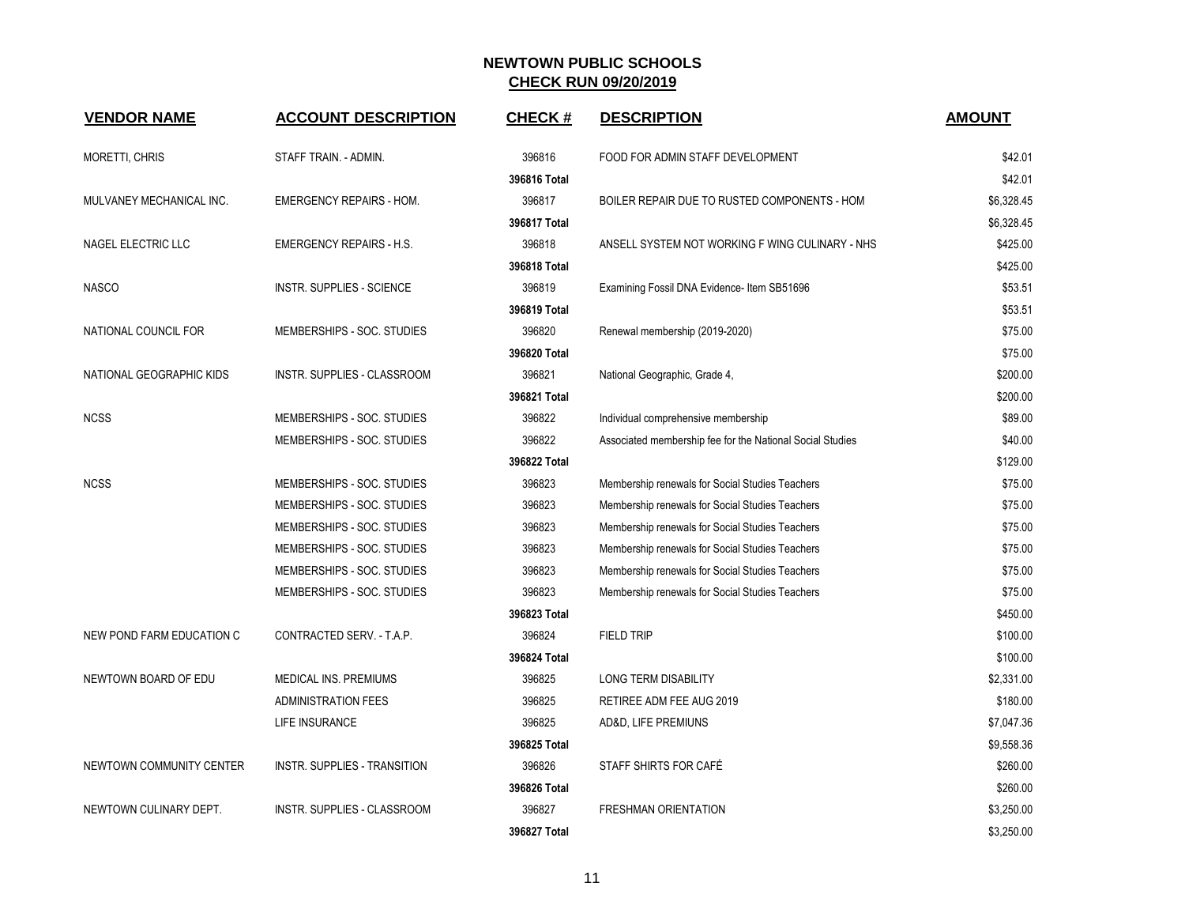# NEWTOWN PUBLIC SCHOOLS

## CHECK RUN 09/20/2019

| VENDOR NAME | ACCOUNT DESCRIPTION | CHECK # | DESCRIPTION | AMOUNT |
|---|---|---|---|---|
| MORETTI, CHRIS | STAFF TRAIN. - ADMIN. | 396816 | FOOD FOR ADMIN STAFF DEVELOPMENT | $42.01 |
| | | **396816 Total** | | $42.01 |
| MULVANEY MECHANICAL INC. | EMERGENCY REPAIRS - HOM. | 396817 | BOILER REPAIR DUE TO RUSTED COMPONENTS - HOM | $6,328.45 |
| | | **396817 Total** | | $6,328.45 |
| NAGEL ELECTRIC LLC | EMERGENCY REPAIRS - H.S. | 396818 | ANSELL SYSTEM NOT WORKING F WING CULINARY - NHS | $425.00 |
| | | **396818 Total** | | $425.00 |
| NASCO | INSTR. SUPPLIES - SCIENCE | 396819 | Examining Fossil DNA Evidence- Item SB51696 | $53.51 |
| | | **396819 Total** | | $53.51 |
| NATIONAL COUNCIL FOR | MEMBERSHIPS - SOC. STUDIES | 396820 | Renewal membership (2019-2020) | $75.00 |
| | | **396820 Total** | | $75.00 |
| NATIONAL GEOGRAPHIC KIDS | INSTR. SUPPLIES - CLASSROOM | 396821 | National Geographic, Grade 4, | $200.00 |
| | | **396821 Total** | | $200.00 |
| NCSS | MEMBERSHIPS - SOC. STUDIES | 396822 | Individual comprehensive membership | $89.00 |
| | MEMBERSHIPS - SOC. STUDIES | 396822 | Associated membership fee for the National Social Studies | $40.00 |
| | | **396822 Total** | | $129.00 |
| NCSS | MEMBERSHIPS - SOC. STUDIES | 396823 | Membership renewals for Social Studies Teachers | $75.00 |
| | MEMBERSHIPS - SOC. STUDIES | 396823 | Membership renewals for Social Studies Teachers | $75.00 |
| | MEMBERSHIPS - SOC. STUDIES | 396823 | Membership renewals for Social Studies Teachers | $75.00 |
| | MEMBERSHIPS - SOC. STUDIES | 396823 | Membership renewals for Social Studies Teachers | $75.00 |
| | MEMBERSHIPS - SOC. STUDIES | 396823 | Membership renewals for Social Studies Teachers | $75.00 |
| | MEMBERSHIPS - SOC. STUDIES | 396823 | Membership renewals for Social Studies Teachers | $75.00 |
| | | **396823 Total** | | $450.00 |
| NEW POND FARM EDUCATION C | CONTRACTED SERV. - T.A.P. | 396824 | FIELD TRIP | $100.00 |
| | | **396824 Total** | | $100.00 |
| NEWTOWN BOARD OF EDU | MEDICAL INS. PREMIUMS | 396825 | LONG TERM DISABILITY | $2,331.00 |
| | ADMINISTRATION FEES | 396825 | RETIREE ADM FEE AUG 2019 | $180.00 |
| | LIFE INSURANCE | 396825 | AD&D, LIFE PREMIUNS | $7,047.36 |
| | | **396825 Total** | | $9,558.36 |
| NEWTOWN COMMUNITY CENTER | INSTR. SUPPLIES - TRANSITION | 396826 | STAFF SHIRTS FOR CAFÉ | $260.00 |
| | | **396826 Total** | | $260.00 |
| NEWTOWN CULINARY DEPT. | INSTR. SUPPLIES - CLASSROOM | 396827 | FRESHMAN ORIENTATION | $3,250.00 |
| | | **396827 Total** | | $3,250.00 |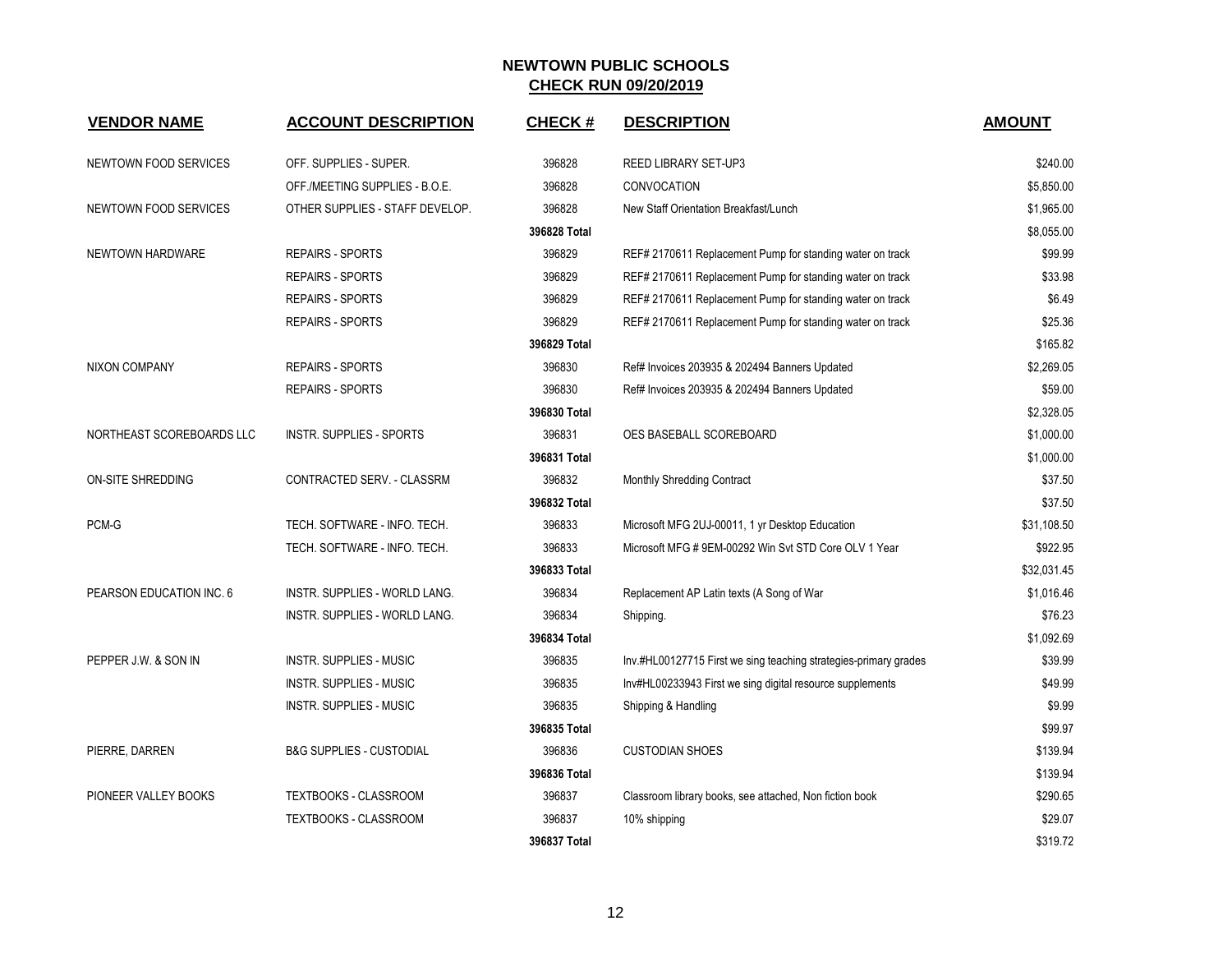## NEWTOWN PUBLIC SCHOOLS
## CHECK RUN 09/20/2019

| VENDOR NAME | ACCOUNT DESCRIPTION | CHECK # | DESCRIPTION | AMOUNT |
|---|---|---|---|---|
| NEWTOWN FOOD SERVICES | OFF. SUPPLIES - SUPER. | 396828 | REED LIBRARY SET-UP3 | $240.00 |
| | OFF./MEETING SUPPLIES - B.O.E. | 396828 | CONVOCATION | $5,850.00 |
| NEWTOWN FOOD SERVICES | OTHER SUPPLIES - STAFF DEVELOP. | 396828 | New Staff Orientation Breakfast/Lunch | $1,965.00 |
| | | **396828 Total** | | $8,055.00 |
| NEWTOWN HARDWARE | REPAIRS - SPORTS | 396829 | REF# 2170611 Replacement Pump for standing water on track | $99.99 |
| | REPAIRS - SPORTS | 396829 | REF# 2170611 Replacement Pump for standing water on track | $33.98 |
| | REPAIRS - SPORTS | 396829 | REF# 2170611 Replacement Pump for standing water on track | $6.49 |
| | REPAIRS - SPORTS | 396829 | REF# 2170611 Replacement Pump for standing water on track | $25.36 |
| | | **396829 Total** | | $165.82 |
| NIXON COMPANY | REPAIRS - SPORTS | 396830 | Ref# Invoices 203935 & 202494 Banners Updated | $2,269.05 |
| | REPAIRS - SPORTS | 396830 | Ref# Invoices 203935 & 202494 Banners Updated | $59.00 |
| | | **396830 Total** | | $2,328.05 |
| NORTHEAST SCOREBOARDS LLC | INSTR. SUPPLIES - SPORTS | 396831 | OES BASEBALL SCOREBOARD | $1,000.00 |
| | | **396831 Total** | | $1,000.00 |
| ON-SITE SHREDDING | CONTRACTED SERV. - CLASSRM | 396832 | Monthly Shredding Contract | $37.50 |
| | | **396832 Total** | | $37.50 |
| PCM-G | TECH. SOFTWARE - INFO. TECH. | 396833 | Microsoft MFG 2UJ-00011, 1 yr Desktop Education | $31,108.50 |
| | TECH. SOFTWARE - INFO. TECH. | 396833 | Microsoft MFG # 9EM-00292 Win Svt STD Core OLV 1 Year | $922.95 |
| | | **396833 Total** | | $32,031.45 |
| PEARSON EDUCATION INC. 6 | INSTR. SUPPLIES - WORLD LANG. | 396834 | Replacement AP Latin texts (A Song of War | $1,016.46 |
| | INSTR. SUPPLIES - WORLD LANG. | 396834 | Shipping. | $76.23 |
| | | **396834 Total** | | $1,092.69 |
| PEPPER J.W. & SON IN | INSTR. SUPPLIES - MUSIC | 396835 | Inv.#HL00127715 First we sing teaching strategies-primary grades | $39.99 |
| | INSTR. SUPPLIES - MUSIC | 396835 | Inv#HL00233943 First we sing digital resource supplements | $49.99 |
| | INSTR. SUPPLIES - MUSIC | 396835 | Shipping & Handling | $9.99 |
| | | **396835 Total** | | $99.97 |
| PIERRE, DARREN | B&G SUPPLIES - CUSTODIAL | 396836 | CUSTODIAN SHOES | $139.94 |
| | | **396836 Total** | | $139.94 |
| PIONEER VALLEY BOOKS | TEXTBOOKS - CLASSROOM | 396837 | Classroom library books, see attached, Non fiction book | $290.65 |
| | TEXTBOOKS - CLASSROOM | 396837 | 10% shipping | $29.07 |
| | | **396837 Total** | | $319.72 |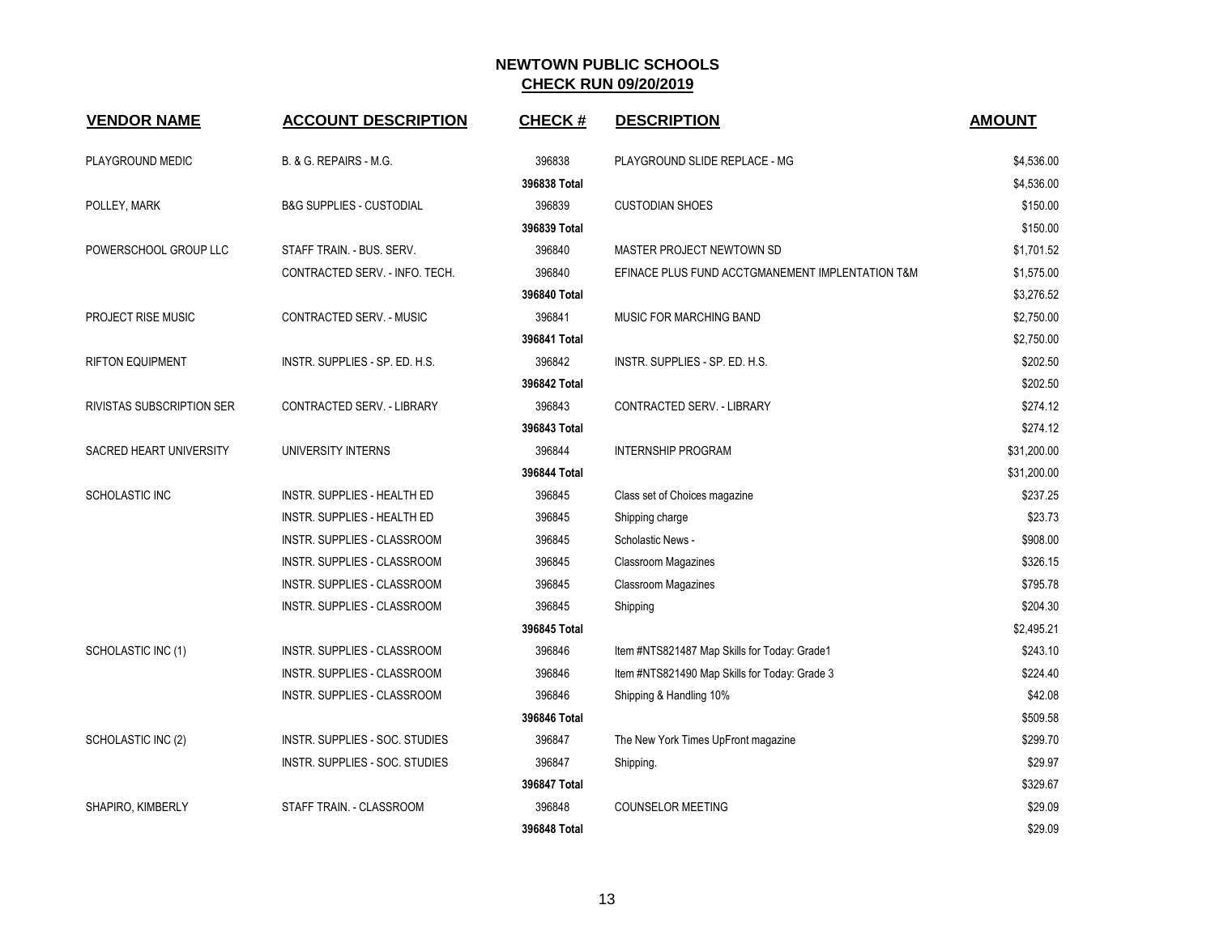# NEWTOWN PUBLIC SCHOOLS

## CHECK RUN 09/20/2019

| VENDOR NAME | ACCOUNT DESCRIPTION | CHECK # | DESCRIPTION | AMOUNT |
|---|---|---|---|---|
| PLAYGROUND MEDIC | B. & G. REPAIRS - M.G. | 396838 | PLAYGROUND SLIDE REPLACE - MG | $4,536.00 |
| | | **396838 Total** | | $4,536.00 |
| POLLEY, MARK | B&G SUPPLIES - CUSTODIAL | 396839 | CUSTODIAN SHOES | $150.00 |
| | | **396839 Total** | | $150.00 |
| POWERSCHOOL GROUP LLC | STAFF TRAIN. - BUS. SERV. | 396840 | MASTER PROJECT NEWTOWN SD | $1,701.52 |
| | CONTRACTED SERV. - INFO. TECH. | 396840 | EFINACE PLUS FUND ACCTGMANEMENT IMPLENTATION T&M | $1,575.00 |
| | | **396840 Total** | | $3,276.52 |
| PROJECT RISE MUSIC | CONTRACTED SERV. - MUSIC | 396841 | MUSIC FOR MARCHING BAND | $2,750.00 |
| | | **396841 Total** | | $2,750.00 |
| RIFTON EQUIPMENT | INSTR. SUPPLIES - SP. ED. H.S. | 396842 | INSTR. SUPPLIES - SP. ED. H.S. | $202.50 |
| | | **396842 Total** | | $202.50 |
| RIVISTAS SUBSCRIPTION SER | CONTRACTED SERV. - LIBRARY | 396843 | CONTRACTED SERV. - LIBRARY | $274.12 |
| | | **396843 Total** | | $274.12 |
| SACRED HEART UNIVERSITY | UNIVERSITY INTERNS | 396844 | INTERNSHIP PROGRAM | $31,200.00 |
| | | **396844 Total** | | $31,200.00 |
| SCHOLASTIC INC | INSTR. SUPPLIES - HEALTH ED | 396845 | Class set of Choices magazine | $237.25 |
| | INSTR. SUPPLIES - HEALTH ED | 396845 | Shipping charge | $23.73 |
| | INSTR. SUPPLIES - CLASSROOM | 396845 | Scholastic News - | $908.00 |
| | INSTR. SUPPLIES - CLASSROOM | 396845 | Classroom Magazines | $326.15 |
| | INSTR. SUPPLIES - CLASSROOM | 396845 | Classroom Magazines | $795.78 |
| | INSTR. SUPPLIES - CLASSROOM | 396845 | Shipping | $204.30 |
| | | **396845 Total** | | $2,495.21 |
| SCHOLASTIC INC (1) | INSTR. SUPPLIES - CLASSROOM | 396846 | Item #NTS821487 Map Skills for Today: Grade1 | $243.10 |
| | INSTR. SUPPLIES - CLASSROOM | 396846 | Item #NTS821490 Map Skills for Today: Grade 3 | $224.40 |
| | INSTR. SUPPLIES - CLASSROOM | 396846 | Shipping & Handling 10% | $42.08 |
| | | **396846 Total** | | $509.58 |
| SCHOLASTIC INC (2) | INSTR. SUPPLIES - SOC. STUDIES | 396847 | The New York Times UpFront magazine | $299.70 |
| | INSTR. SUPPLIES - SOC. STUDIES | 396847 | Shipping. | $29.97 |
| | | **396847 Total** | | $329.67 |
| SHAPIRO, KIMBERLY | STAFF TRAIN. - CLASSROOM | 396848 | COUNSELOR MEETING | $29.09 |
| | | **396848 Total** | | $29.09 |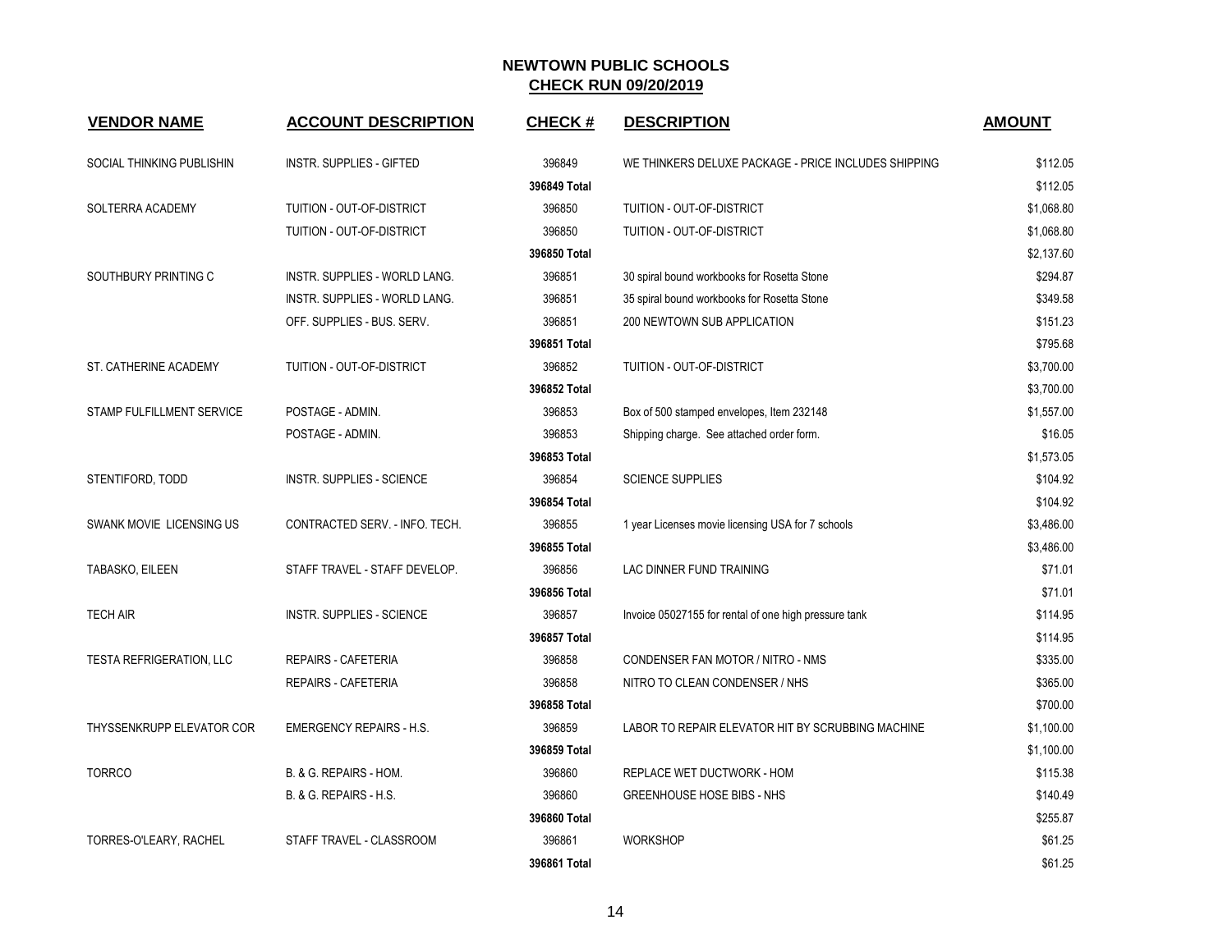# NEWTOWN PUBLIC SCHOOLS

## CHECK RUN 09/20/2019

| VENDOR NAME | ACCOUNT DESCRIPTION | CHECK # | DESCRIPTION | AMOUNT |
|---|---|---|---|---|
| SOCIAL THINKING PUBLISHIN | INSTR. SUPPLIES - GIFTED | 396849 | WE THINKERS DELUXE PACKAGE - PRICE INCLUDES SHIPPING | $112.05 |
| | | 396849 Total | | $112.05 |
| SOLTERRA ACADEMY | TUITION - OUT-OF-DISTRICT | 396850 | TUITION - OUT-OF-DISTRICT | $1,068.80 |
| | TUITION - OUT-OF-DISTRICT | 396850 | TUITION - OUT-OF-DISTRICT | $1,068.80 |
| | | 396850 Total | | $2,137.60 |
| SOUTHBURY PRINTING C | INSTR. SUPPLIES - WORLD LANG. | 396851 | 30 spiral bound workbooks for Rosetta Stone | $294.87 |
| | INSTR. SUPPLIES - WORLD LANG. | 396851 | 35 spiral bound workbooks for Rosetta Stone | $349.58 |
| | OFF. SUPPLIES - BUS. SERV. | 396851 | 200 NEWTOWN SUB APPLICATION | $151.23 |
| | | 396851 Total | | $795.68 |
| ST. CATHERINE ACADEMY | TUITION - OUT-OF-DISTRICT | 396852 | TUITION - OUT-OF-DISTRICT | $3,700.00 |
| | | 396852 Total | | $3,700.00 |
| STAMP FULFILLMENT SERVICE | POSTAGE - ADMIN. | 396853 | Box of 500 stamped envelopes, Item 232148 | $1,557.00 |
| | POSTAGE - ADMIN. | 396853 | Shipping charge. See attached order form. | $16.05 |
| | | 396853 Total | | $1,573.05 |
| STENTIFORD, TODD | INSTR. SUPPLIES - SCIENCE | 396854 | SCIENCE SUPPLIES | $104.92 |
| | | 396854 Total | | $104.92 |
| SWANK MOVIE LICENSING US | CONTRACTED SERV. - INFO. TECH. | 396855 | 1 year Licenses movie licensing USA for 7 schools | $3,486.00 |
| | | 396855 Total | | $3,486.00 |
| TABASKO, EILEEN | STAFF TRAVEL - STAFF DEVELOP. | 396856 | LAC DINNER FUND TRAINING | $71.01 |
| | | 396856 Total | | $71.01 |
| TECH AIR | INSTR. SUPPLIES - SCIENCE | 396857 | Invoice 05027155 for rental of one high pressure tank | $114.95 |
| | | 396857 Total | | $114.95 |
| TESTA REFRIGERATION, LLC | REPAIRS - CAFETERIA | 396858 | CONDENSER FAN MOTOR / NITRO - NMS | $335.00 |
| | REPAIRS - CAFETERIA | 396858 | NITRO TO CLEAN CONDENSER / NHS | $365.00 |
| | | 396858 Total | | $700.00 |
| THYSSENKRUPP ELEVATOR COR | EMERGENCY REPAIRS - H.S. | 396859 | LABOR TO REPAIR ELEVATOR HIT BY SCRUBBING MACHINE | $1,100.00 |
| | | 396859 Total | | $1,100.00 |
| TORRCO | B. & G. REPAIRS - HOM. | 396860 | REPLACE WET DUCTWORK - HOM | $115.38 |
| | B. & G. REPAIRS - H.S. | 396860 | GREENHOUSE HOSE BIBS - NHS | $140.49 |
| | | 396860 Total | | $255.87 |
| TORRES-O'LEARY, RACHEL | STAFF TRAVEL - CLASSROOM | 396861 | WORKSHOP | $61.25 |
| | | 396861 Total | | $61.25 |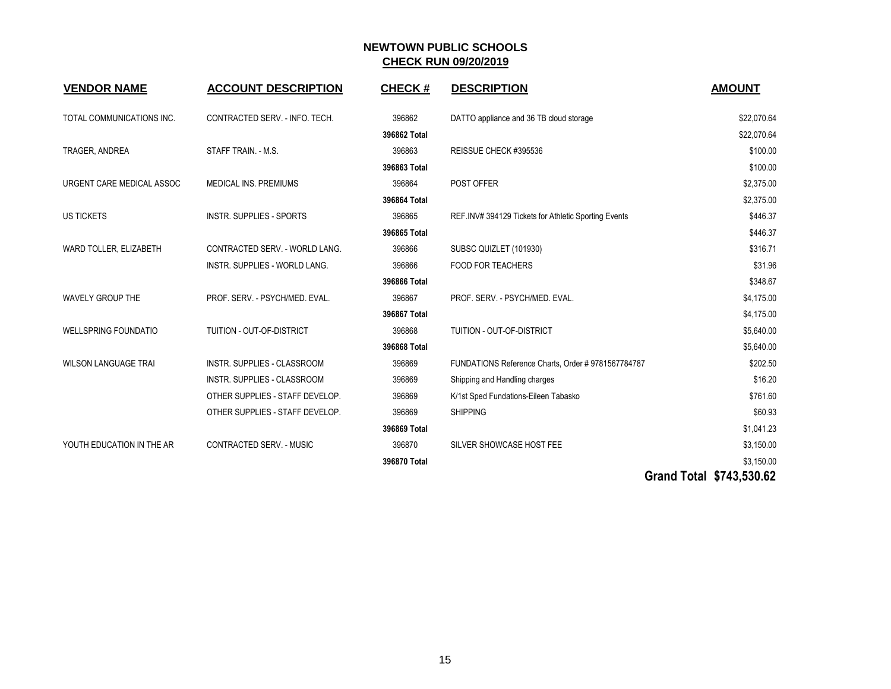## NEWTOWN PUBLIC SCHOOLS
## CHECK RUN 09/20/2019

| VENDOR NAME | ACCOUNT DESCRIPTION | CHECK # | DESCRIPTION | AMOUNT |
|---|---|---|---|---|
| TOTAL COMMUNICATIONS INC. | CONTRACTED SERV. - INFO. TECH. | 396862 | DATTO appliance and 36 TB cloud storage | $22,070.64 |
| | | **396862 Total** | | $22,070.64 |
| TRAGER, ANDREA | STAFF TRAIN. - M.S. | 396863 | REISSUE CHECK #395536 | $100.00 |
| | | **396863 Total** | | $100.00 |
| URGENT CARE MEDICAL ASSOC | MEDICAL INS. PREMIUMS | 396864 | POST OFFER | $2,375.00 |
| | | **396864 Total** | | $2,375.00 |
| US TICKETS | INSTR. SUPPLIES - SPORTS | 396865 | REF.INV# 394129 Tickets for Athletic Sporting Events | $446.37 |
| | | **396865 Total** | | $446.37 |
| WARD TOLLER, ELIZABETH | CONTRACTED SERV. - WORLD LANG. | 396866 | SUBSC QUIZLET (101930) | $316.71 |
| | INSTR. SUPPLIES - WORLD LANG. | 396866 | FOOD FOR TEACHERS | $31.96 |
| | | **396866 Total** | | $348.67 |
| WAVELY GROUP THE | PROF. SERV. - PSYCH/MED. EVAL. | 396867 | PROF. SERV. - PSYCH/MED. EVAL. | $4,175.00 |
| | | **396867 Total** | | $4,175.00 |
| WELLSPRING FOUNDATIO | TUITION - OUT-OF-DISTRICT | 396868 | TUITION - OUT-OF-DISTRICT | $5,640.00 |
| | | **396868 Total** | | $5,640.00 |
| WILSON LANGUAGE TRAI | INSTR. SUPPLIES - CLASSROOM | 396869 | FUNDATIONS Reference Charts, Order # 9781567784787 | $202.50 |
| | INSTR. SUPPLIES - CLASSROOM | 396869 | Shipping and Handling charges | $16.20 |
| | OTHER SUPPLIES - STAFF DEVELOP. | 396869 | K/1st Sped Fundations-Eileen Tabasko | $761.60 |
| | OTHER SUPPLIES - STAFF DEVELOP. | 396869 | SHIPPING | $60.93 |
| | | **396869 Total** | | $1,041.23 |
| YOUTH EDUCATION IN THE AR | CONTRACTED SERV. - MUSIC | 396870 | SILVER SHOWCASE HOST FEE | $3,150.00 |
| | | **396870 Total** | | $3,150.00 |
| | | | **Grand Total** | **$743,530.62** |